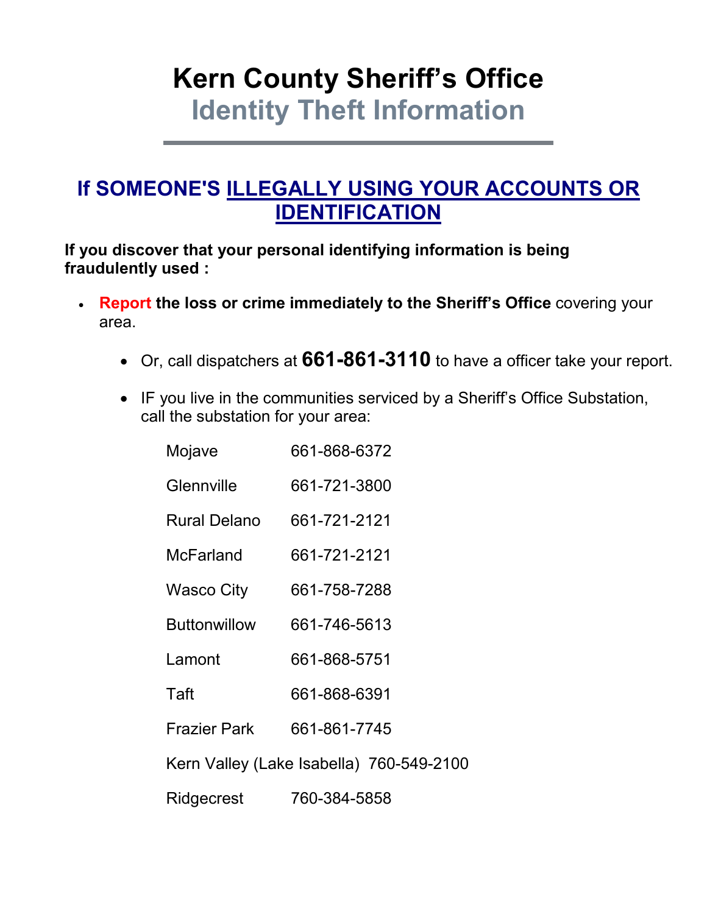# Kern County Sheriff's Office

## Identity Theft Information

## If SOMEONE'S ILLEGALLY USING YOUR ACCOUNTS OR IDENTIFICATION

**If you discover that your personal identifying information is being fraudulently used :**

- **Report the loss or crime immediately to the Sheriff's Office** covering your area.
  - Or, call dispatchers at **661-861-3110** to have a officer take your report.
  - IF you live in the communities serviced by a Sheriff's Office Substation, call the substation for your area:

| | |
|---|---|
| Mojave | 661-868-6372 |
| Glennville | 661-721-3800 |
| Rural Delano | 661-721-2121 |
| McFarland | 661-721-2121 |
| Wasco City | 661-758-7288 |
| Buttonwillow | 661-746-5613 |
| Lamont | 661-868-5751 |
| Taft | 661-868-6391 |
| Frazier Park | 661-861-7745 |
| Kern Valley (Lake Isabella) | 760-549-2100 |
| Ridgecrest | 760-384-5858 |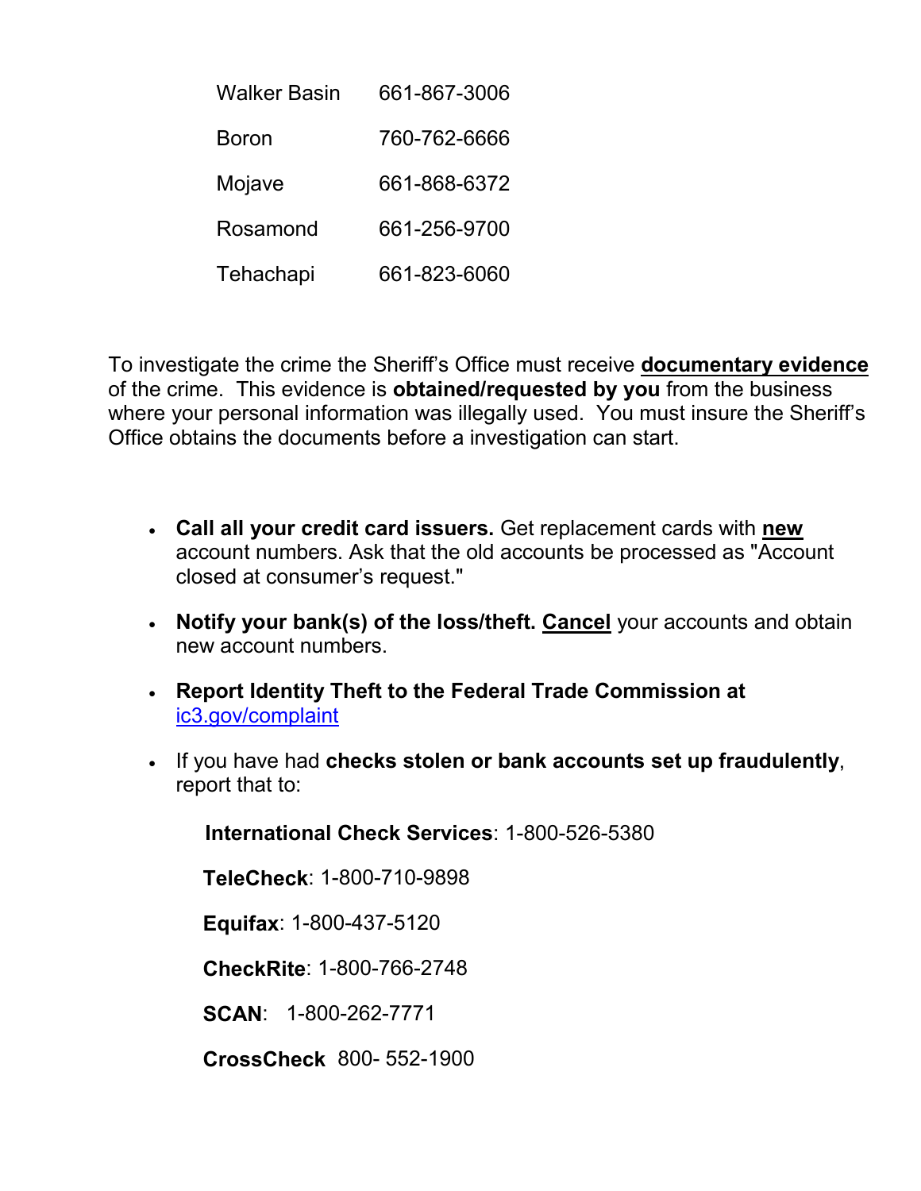| | |
|---|---|
| Walker Basin | 661-867-3006 |
| Boron | 760-762-6666 |
| Mojave | 661-868-6372 |
| Rosamond | 661-256-9700 |
| Tehachapi | 661-823-6060 |

To investigate the crime the Sheriff's Office must receive **documentary evidence** of the crime. This evidence is **obtained/requested by you** from the business where your personal information was illegally used. You must insure the Sheriff's Office obtains the documents before a investigation can start.

- **Call all your credit card issuers.** Get replacement cards with **new** account numbers. Ask that the old accounts be processed as "Account closed at consumer's request."
- **Notify your bank(s) of the loss/theft. Cancel** your accounts and obtain new account numbers.
- **Report Identity Theft to the Federal Trade Commission at** ic3.gov/complaint
- If you have had **checks stolen or bank accounts set up fraudulently**, report that to:

  **International Check Services**: 1-800-526-5380

  **TeleCheck**: 1-800-710-9898

  **Equifax**: 1-800-437-5120

  **CheckRite**: 1-800-766-2748

  **SCAN**: 1-800-262-7771

  **CrossCheck** 800- 552-1900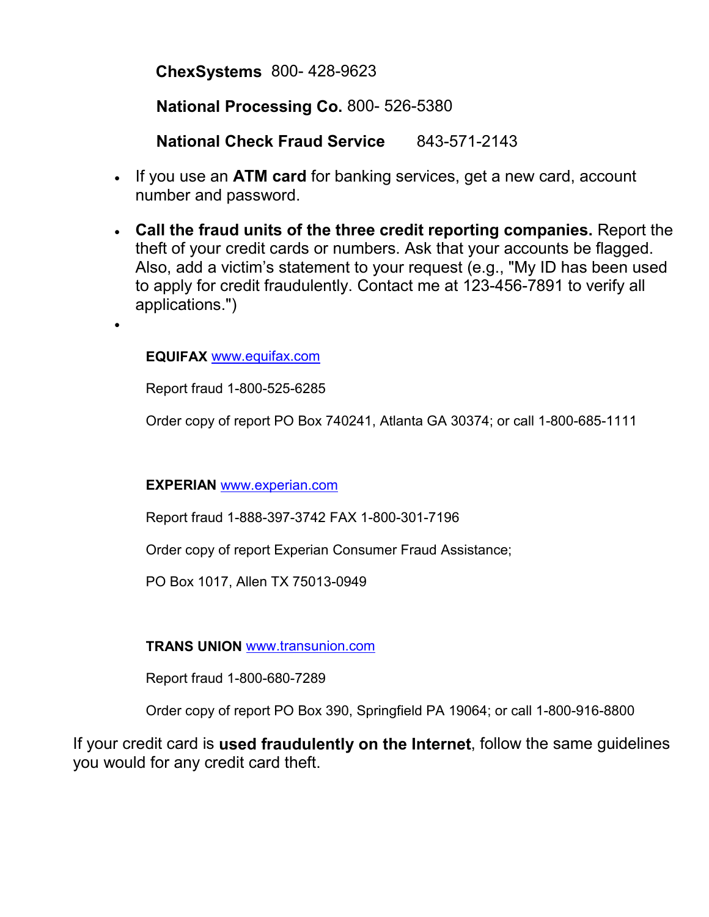**ChexSystems** 800- 428-9623

**National Processing Co.** 800- 526-5380

**National Check Fraud Service** 843-571-2143

- If you use an **ATM card** for banking services, get a new card, account number and password.
- **Call the fraud units of the three credit reporting companies.** Report the theft of your credit cards or numbers. Ask that your accounts be flagged. Also, add a victim's statement to your request (e.g., "My ID has been used to apply for credit fraudulently. Contact me at 123-456-7891 to verify all applications.")
-

**EQUIFAX** www.equifax.com

Report fraud 1-800-525-6285

Order copy of report PO Box 740241, Atlanta GA 30374; or call 1-800-685-1111

**EXPERIAN** www.experian.com

Report fraud 1-888-397-3742 FAX 1-800-301-7196

Order copy of report Experian Consumer Fraud Assistance;

PO Box 1017, Allen TX 75013-0949

**TRANS UNION** www.transunion.com

Report fraud 1-800-680-7289

Order copy of report PO Box 390, Springfield PA 19064; or call 1-800-916-8800

If your credit card is **used fraudulently on the Internet**, follow the same guidelines you would for any credit card theft.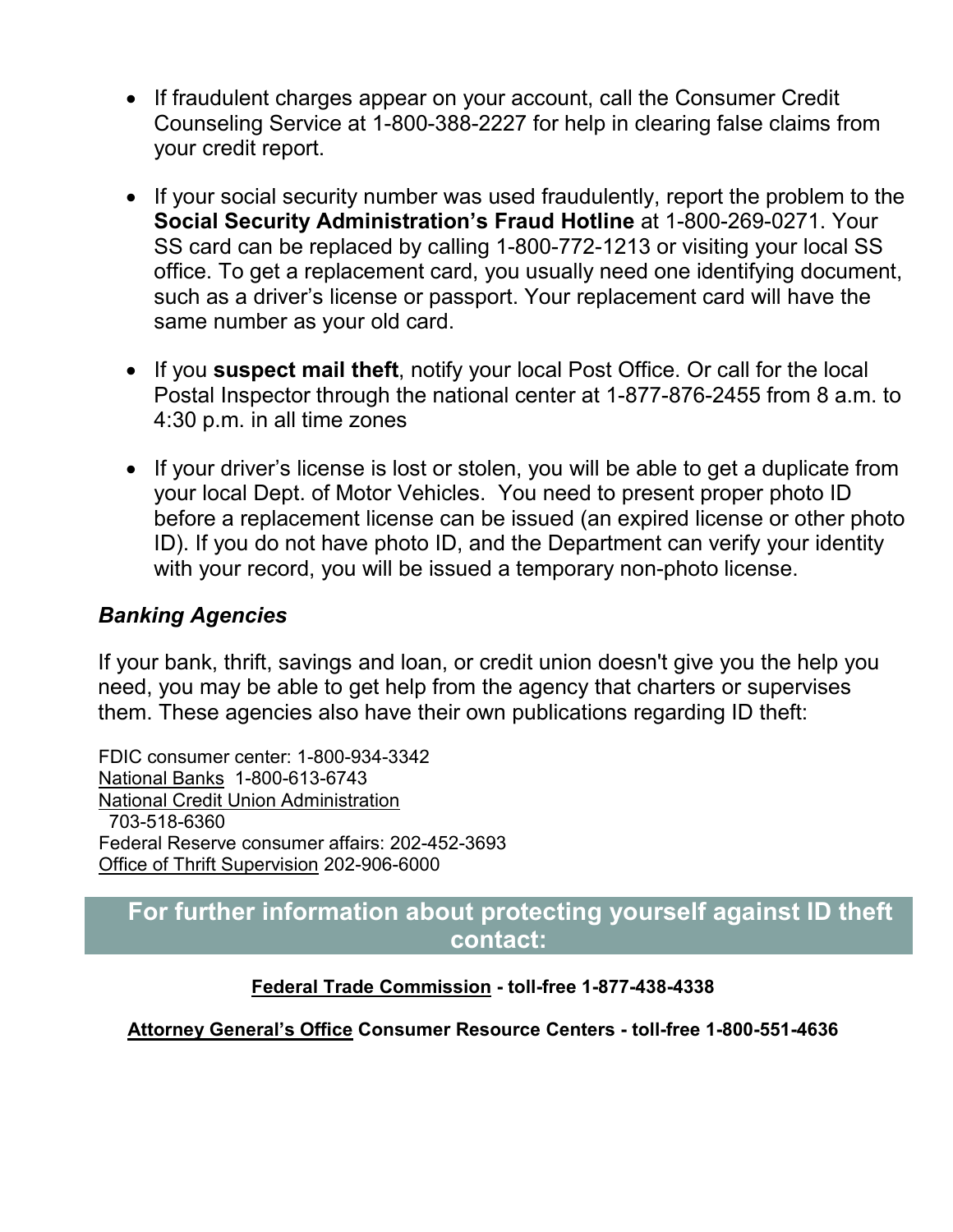- If fraudulent charges appear on your account, call the Consumer Credit Counseling Service at 1-800-388-2227 for help in clearing false claims from your credit report.

- If your social security number was used fraudulently, report the problem to the **Social Security Administration's Fraud Hotline** at 1-800-269-0271. Your SS card can be replaced by calling 1-800-772-1213 or visiting your local SS office. To get a replacement card, you usually need one identifying document, such as a driver's license or passport. Your replacement card will have the same number as your old card.

- If you **suspect mail theft**, notify your local Post Office. Or call for the local Postal Inspector through the national center at 1-877-876-2455 from 8 a.m. to 4:30 p.m. in all time zones

- If your driver's license is lost or stolen, you will be able to get a duplicate from your local Dept. of Motor Vehicles. You need to present proper photo ID before a replacement license can be issued (an expired license or other photo ID). If you do not have photo ID, and the Department can verify your identity with your record, you will be issued a temporary non-photo license.

### *Banking Agencies*

If your bank, thrift, savings and loan, or credit union doesn't give you the help you need, you may be able to get help from the agency that charters or supervises them. These agencies also have their own publications regarding ID theft:

FDIC consumer center: 1-800-934-3342
National Banks 1-800-613-6743
National Credit Union Administration
703-518-6360
Federal Reserve consumer affairs: 202-452-3693
Office of Thrift Supervision 202-906-6000

## For further information about protecting yourself against ID theft contact:

**Federal Trade Commission - toll-free 1-877-438-4338**

**Attorney General's Office Consumer Resource Centers - toll-free 1-800-551-4636**